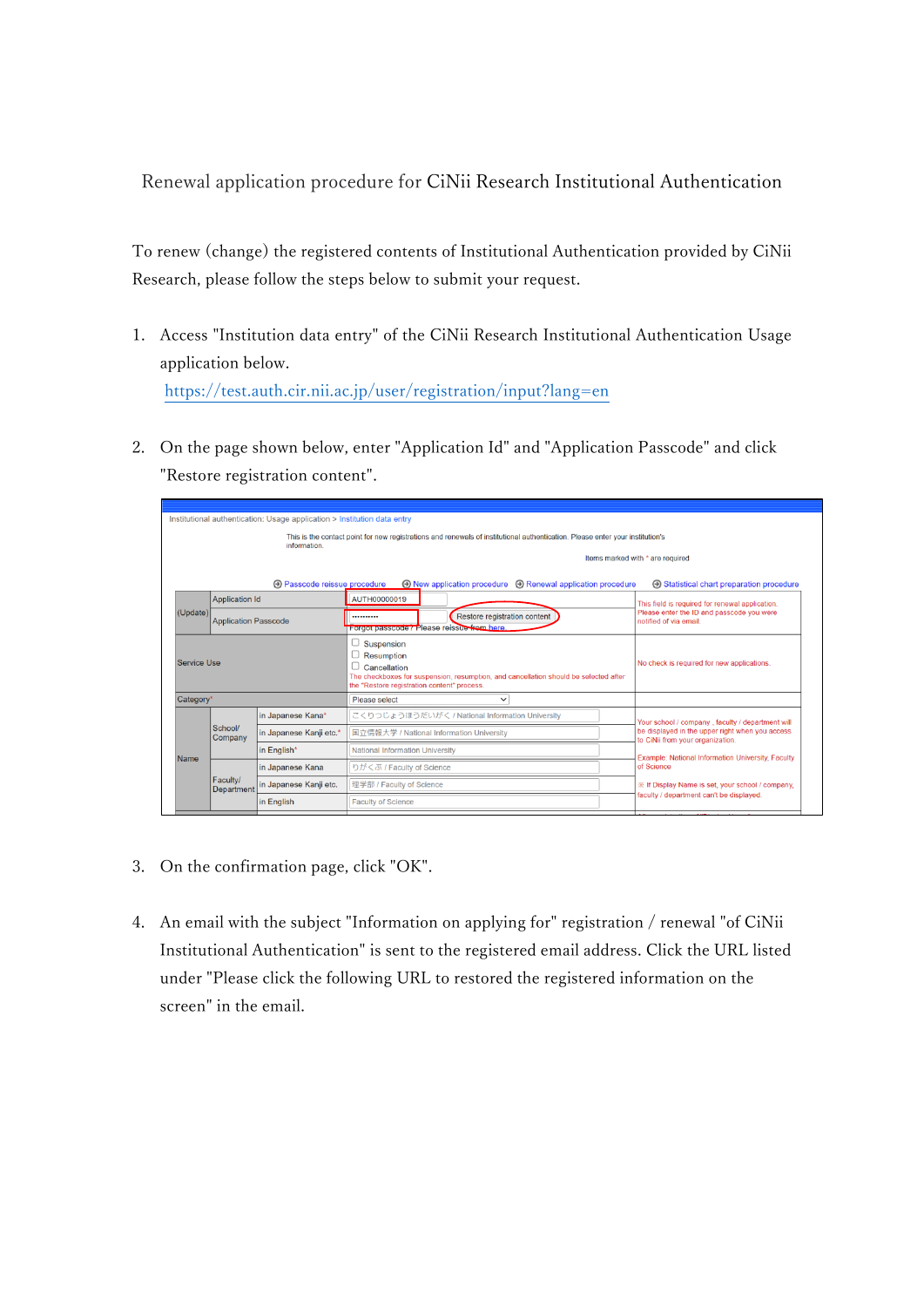# Renewal application procedure for CiNii Research Institutional Authentication

To renew (change) the registered contents of Institutional Authentication provided by CiNii Research, please follow the steps below to submit your request.

1. Access "Institution data entry" of the CiNii Research Institutional Authentication Usage application below.
   https://test.auth.cir.nii.ac.jp/user/registration/input?lang=en

2. On the page shown below, enter "Application Id" and "Application Passcode" and click "Restore registration content".

3. On the confirmation page, click "OK".

4. An email with the subject "Information on applying for" registration / renewal "of CiNii Institutional Authentication" is sent to the registered email address. Click the URL listed under "Please click the following URL to restored the registered information on the screen" in the email.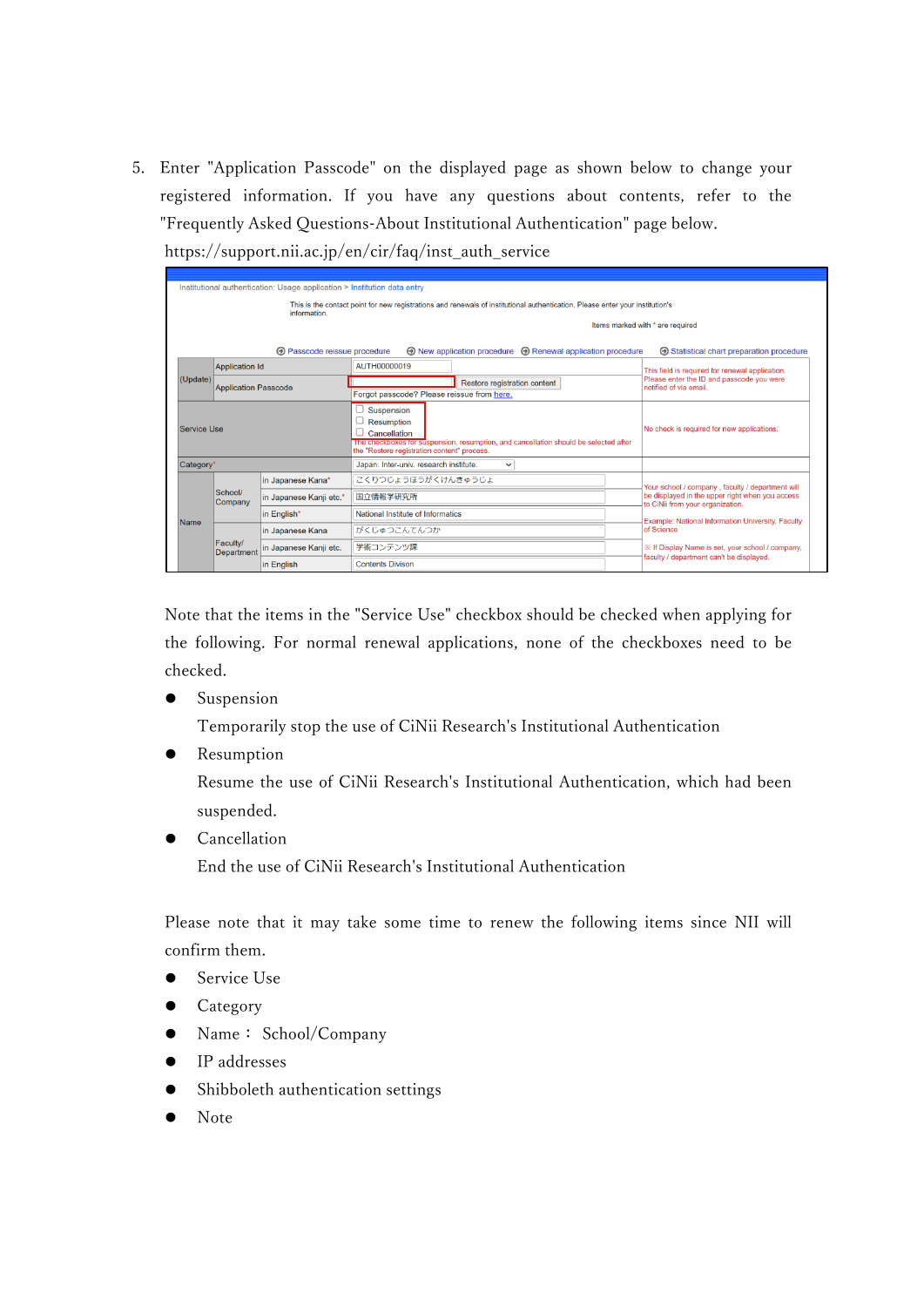5. Enter "Application Passcode" on the displayed page as shown below to change your registered information. If you have any questions about contents, refer to the "Frequently Asked Questions-About Institutional Authentication" page below.
https://support.nii.ac.jp/en/cir/faq/inst_auth_service

Note that the items in the "Service Use" checkbox should be checked when applying for the following. For normal renewal applications, none of the checkboxes need to be checked.

- Suspension
  Temporarily stop the use of CiNii Research's Institutional Authentication
- Resumption
  Resume the use of CiNii Research's Institutional Authentication, which had been suspended.
- Cancellation
  End the use of CiNii Research's Institutional Authentication

Please note that it may take some time to renew the following items since NII will confirm them.

- Service Use
- Category
- Name： School/Company
- IP addresses
- Shibboleth authentication settings
- Note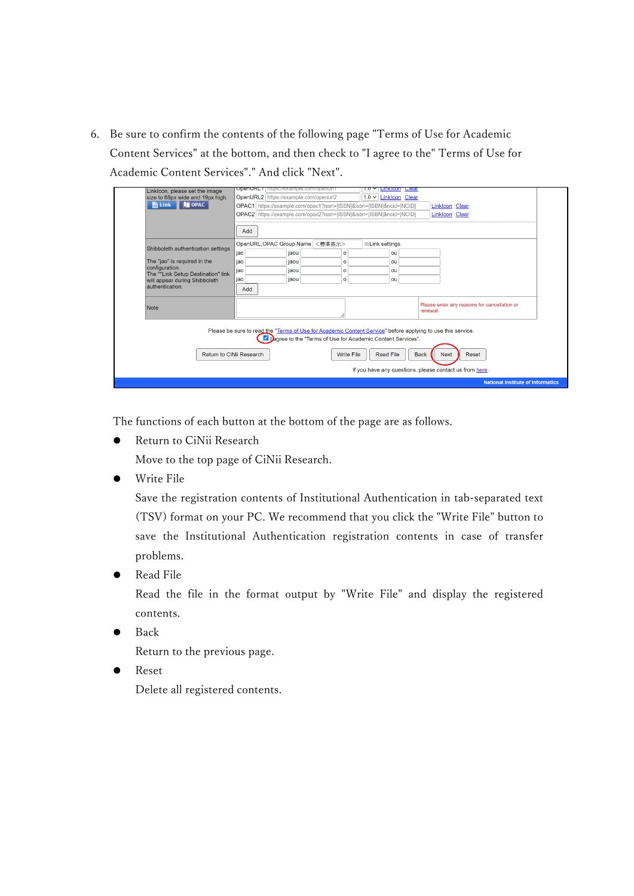6. Be sure to confirm the contents of the following page "Terms of Use for Academic Content Services" at the bottom, and then check to "I agree to the" Terms of Use for Academic Content Services"." And click "Next".

The functions of each button at the bottom of the page are as follows.

- Return to CiNii Research

  Move to the top page of CiNii Research.

- Write File

  Save the registration contents of Institutional Authentication in tab-separated text (TSV) format on your PC. We recommend that you click the "Write File" button to save the Institutional Authentication registration contents in case of transfer problems.

- Read File

  Read the file in the format output by "Write File" and display the registered contents.

- Back

  Return to the previous page.

- Reset

  Delete all registered contents.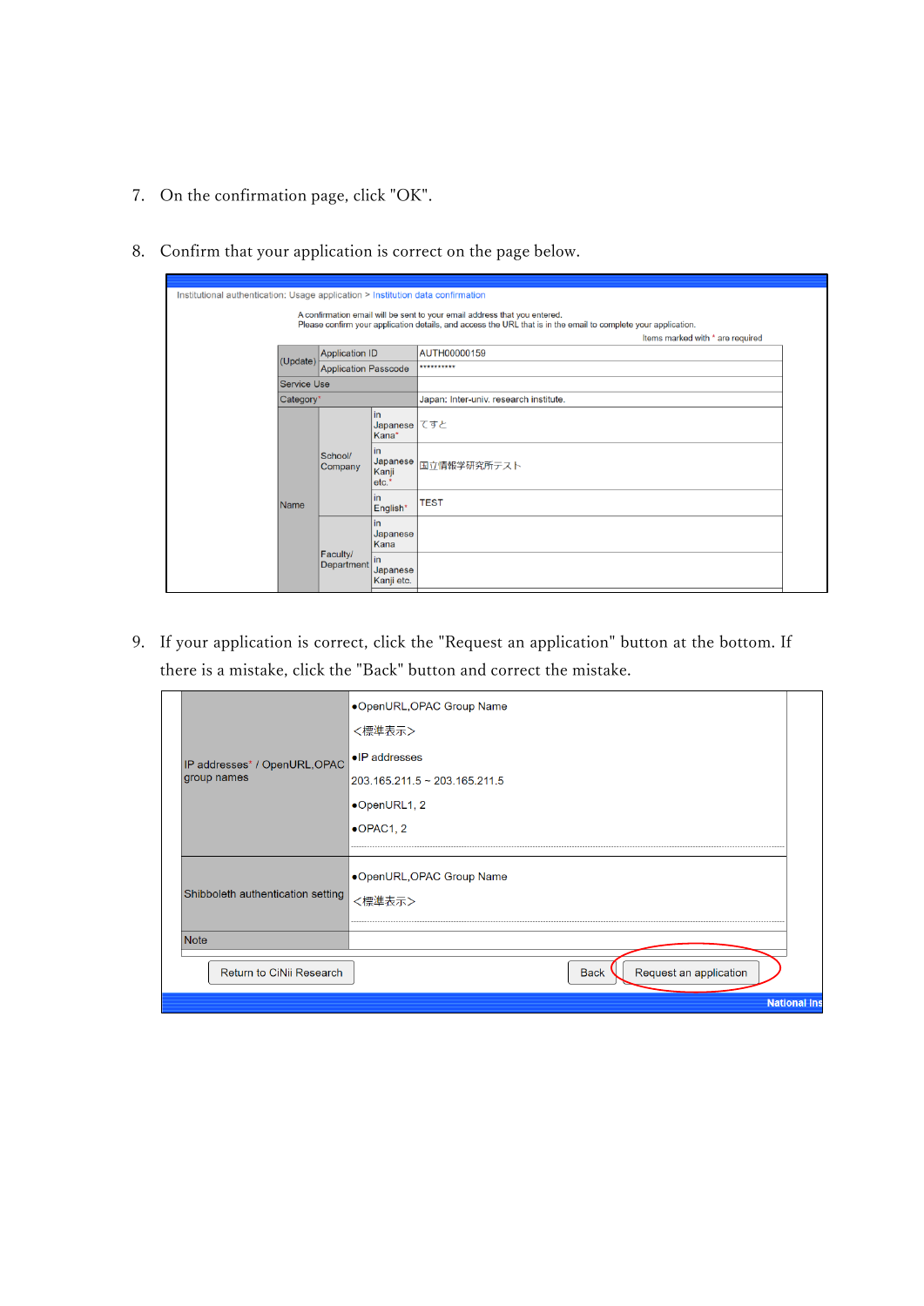7. On the confirmation page, click "OK".

8. Confirm that your application is correct on the page below.

Institutional authentication: Usage application > Institution data confirmation

A confirmation email will be sent to your email address that you entered.
Please confirm your application details, and access the URL that is in the email to complete your application.

Items marked with * are required

| | | | |
|---|---|---|---|
| (Update) | Application ID | | AUTH00000159 |
| | Application Passcode | | ********** |
| Service Use | | | |
| Category* | | | Japan: Inter-univ. research institute. |
| Name | School/ Company | in Japanese Kana* | てすと |
| | | in Japanese Kanji etc.* | 国立情報学研究所テスト |
| | | in English* | TEST |
| | Faculty/ Department | in Japanese Kana | |
| | | in Japanese Kanji etc. | |

9. If your application is correct, click the "Request an application" button at the bottom. If there is a mistake, click the "Back" button and correct the mistake.

| | |
|---|---|
| IP addresses* / OpenURL,OPAC group names | ●OpenURL,OPAC Group Name<br>＜標準表示＞<br>●IP addresses<br>203.165.211.5 ~ 203.165.211.5<br>●OpenURL1, 2<br>●OPAC1, 2 |
| Shibboleth authentication setting | ●OpenURL,OPAC Group Name<br>＜標準表示＞ |
| Note | |

Return to CiNii Research | Back | Request an application

National Ins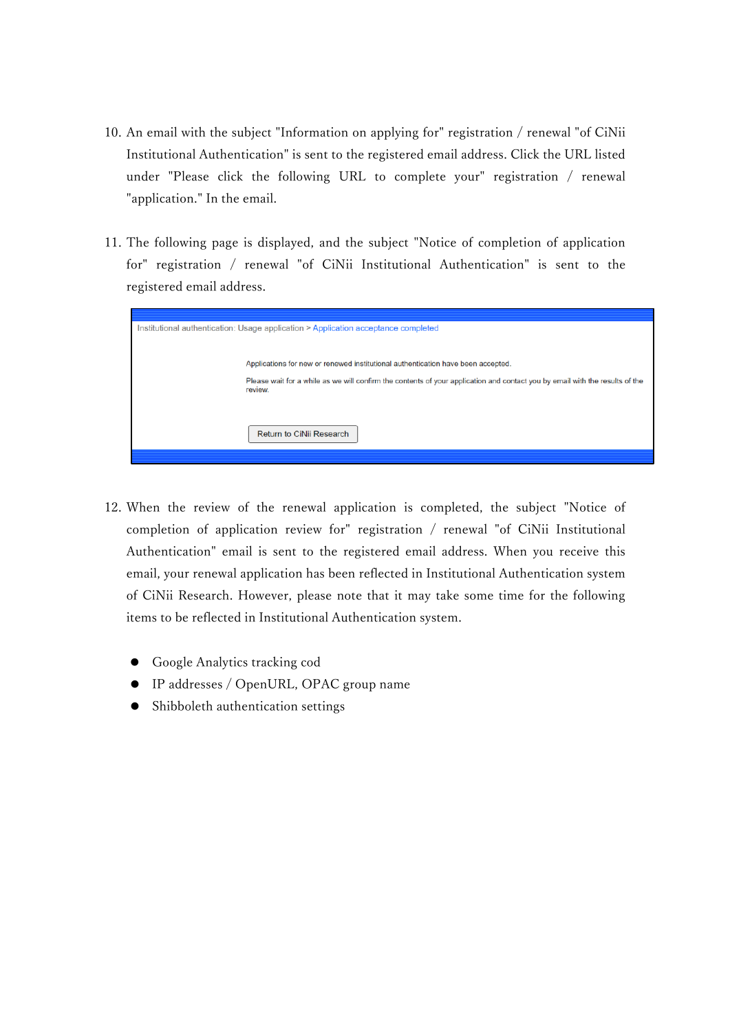10. An email with the subject "Information on applying for" registration / renewal "of CiNii Institutional Authentication" is sent to the registered email address. Click the URL listed under "Please click the following URL to complete your" registration / renewal "application." In the email.

11. The following page is displayed, and the subject "Notice of completion of application for" registration / renewal "of CiNii Institutional Authentication" is sent to the registered email address.

    Institutional authentication: Usage application > Application acceptance completed

    Applications for new or renewed institutional authentication have been accepted.

    Please wait for a while as we will confirm the contents of your application and contact you by email with the results of the review.

    Return to CiNii Research

12. When the review of the renewal application is completed, the subject "Notice of completion of application review for" registration / renewal "of CiNii Institutional Authentication" email is sent to the registered email address. When you receive this email, your renewal application has been reflected in Institutional Authentication system of CiNii Research. However, please note that it may take some time for the following items to be reflected in Institutional Authentication system.

    - Google Analytics tracking cod
    - IP addresses / OpenURL, OPAC group name
    - Shibboleth authentication settings